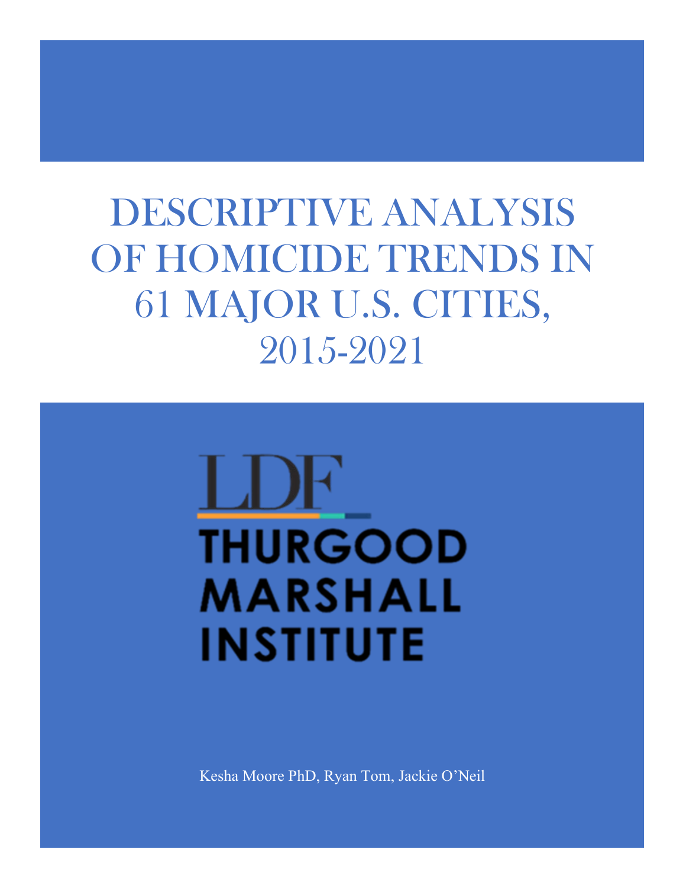# DESCRIPTIVE ANALYSIS OF HOMICIDE TRENDS IN 61 MAJOR U.S. CITIES, 2015-2021

LDF

THURGOOD MARSHALL INSTITUTE

Kesha Moore PhD, Ryan Tom, Jackie O'Neil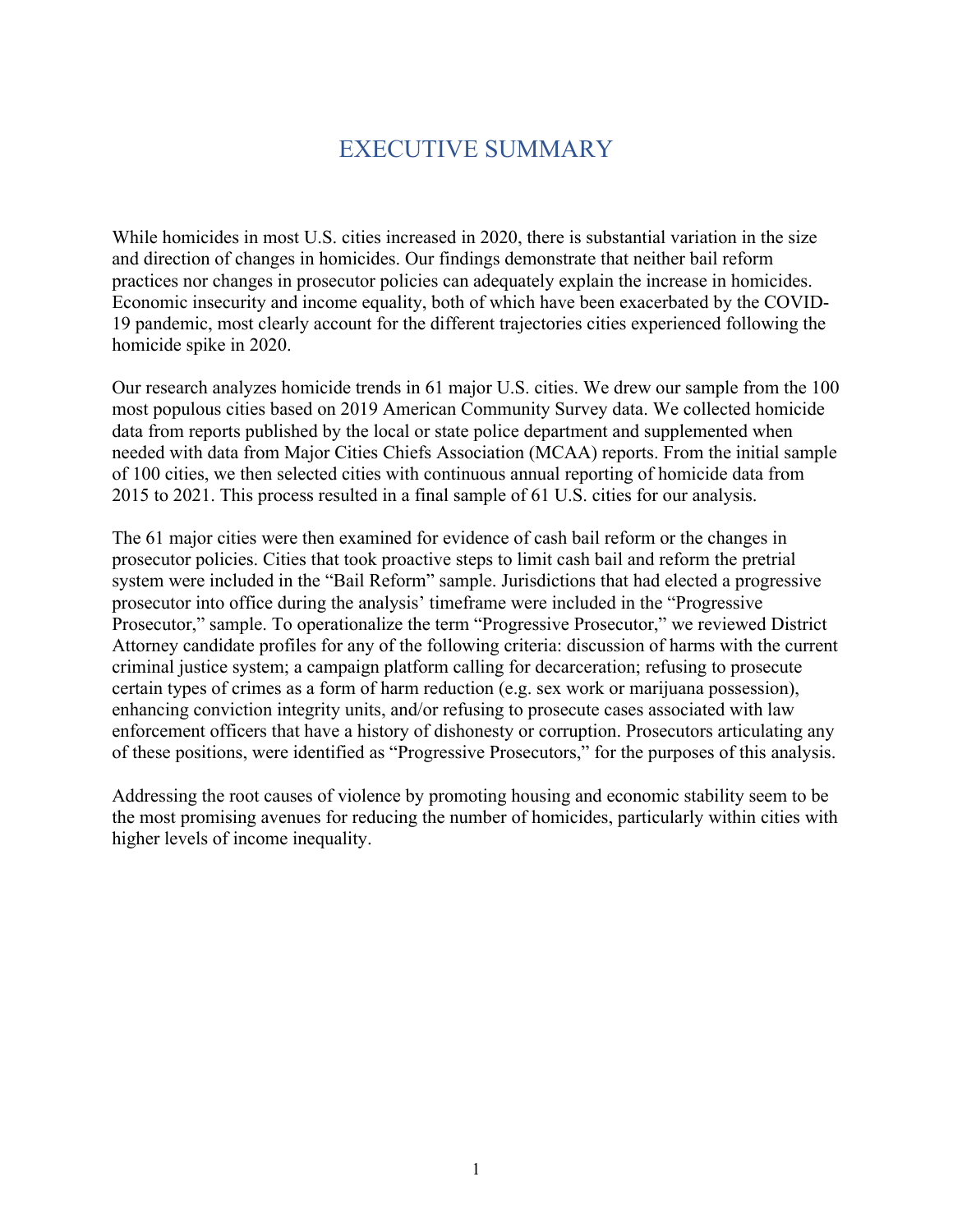# EXECUTIVE SUMMARY

While homicides in most U.S. cities increased in 2020, there is substantial variation in the size and direction of changes in homicides. Our findings demonstrate that neither bail reform practices nor changes in prosecutor policies can adequately explain the increase in homicides. Economic insecurity and income equality, both of which have been exacerbated by the COVID-19 pandemic, most clearly account for the different trajectories cities experienced following the homicide spike in 2020.

Our research analyzes homicide trends in 61 major U.S. cities. We drew our sample from the 100 most populous cities based on 2019 American Community Survey data. We collected homicide data from reports published by the local or state police department and supplemented when needed with data from Major Cities Chiefs Association (MCAA) reports. From the initial sample of 100 cities, we then selected cities with continuous annual reporting of homicide data from 2015 to 2021. This process resulted in a final sample of 61 U.S. cities for our analysis.

The 61 major cities were then examined for evidence of cash bail reform or the changes in prosecutor policies. Cities that took proactive steps to limit cash bail and reform the pretrial system were included in the "Bail Reform" sample. Jurisdictions that had elected a progressive prosecutor into office during the analysis' timeframe were included in the "Progressive Prosecutor," sample. To operationalize the term "Progressive Prosecutor," we reviewed District Attorney candidate profiles for any of the following criteria: discussion of harms with the current criminal justice system; a campaign platform calling for decarceration; refusing to prosecute certain types of crimes as a form of harm reduction (e.g. sex work or marijuana possession), enhancing conviction integrity units, and/or refusing to prosecute cases associated with law enforcement officers that have a history of dishonesty or corruption. Prosecutors articulating any of these positions, were identified as "Progressive Prosecutors," for the purposes of this analysis.

Addressing the root causes of violence by promoting housing and economic stability seem to be the most promising avenues for reducing the number of homicides, particularly within cities with higher levels of income inequality.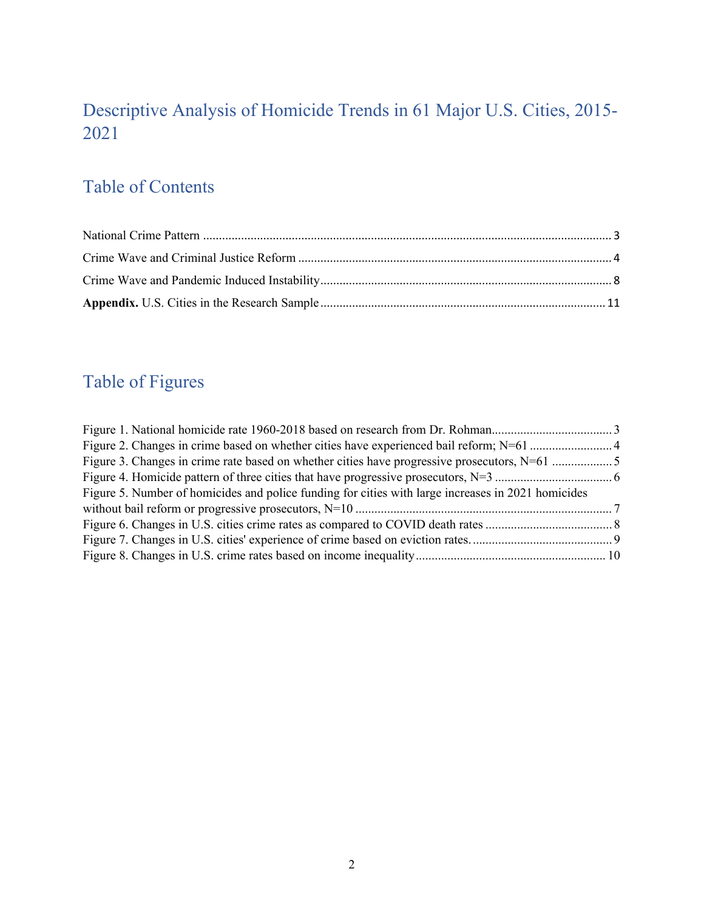# Descriptive Analysis of Homicide Trends in 61 Major U.S. Cities, 2015-2021

## Table of Contents

National Crime Pattern ........................................................................................................................ 3

Crime Wave and Criminal Justice Reform .......................................................................................... 4

Crime Wave and Pandemic Induced Instability.................................................................................. 8

**Appendix.** U.S. Cities in the Research Sample ................................................................................ 11

## Table of Figures

Figure 1. National homicide rate 1960-2018 based on research from Dr. Rohman...................................... 3

Figure 2. Changes in crime based on whether cities have experienced bail reform; N=61 .......................... 4

Figure 3. Changes in crime rate based on whether cities have progressive prosecutors, N=61 ................... 5

Figure 4. Homicide pattern of three cities that have progressive prosecutors, N=3 .................................... 6

Figure 5. Number of homicides and police funding for cities with large increases in 2021 homicides without bail reform or progressive prosecutors, N=10 ................................................................................. 7

Figure 6. Changes in U.S. cities crime rates as compared to COVID death rates ........................................ 8

Figure 7. Changes in U.S. cities' experience of crime based on eviction rates. ............................................ 9

Figure 8. Changes in U.S. crime rates based on income inequality ............................................................ 10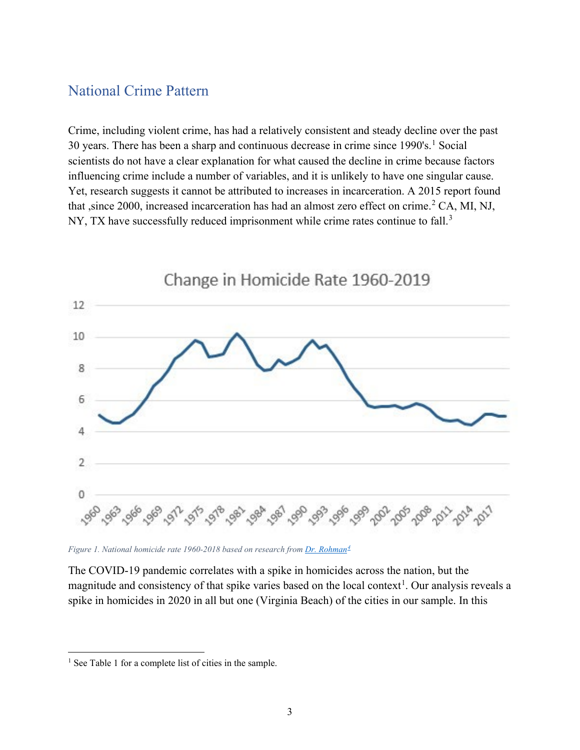## National Crime Pattern

Crime, including violent crime, has had a relatively consistent and steady decline over the past 30 years. There has been a sharp and continuous decrease in crime since 1990's.[1] Social scientists do not have a clear explanation for what caused the decline in crime because factors influencing crime include a number of variables, and it is unlikely to have one singular cause. Yet, research suggests it cannot be attributed to increases in incarceration. A 2015 report found that ,since 2000, increased incarceration has had an almost zero effect on crime.[2] CA, MI, NJ, NY, TX have successfully reduced imprisonment while crime rates continue to fall.[3]

Change in Homicide Rate 1960-2019

*Figure 1. National homicide rate 1960-2018 based on research from [Dr. Rohman[4]]()*

The COVID-19 pandemic correlates with a spike in homicides across the nation, but the magnitude and consistency of that spike varies based on the local context[1]. Our analysis reveals a spike in homicides in 2020 in all but one (Virginia Beach) of the cities in our sample. In this

---

[1] See Table 1 for a complete list of cities in the sample.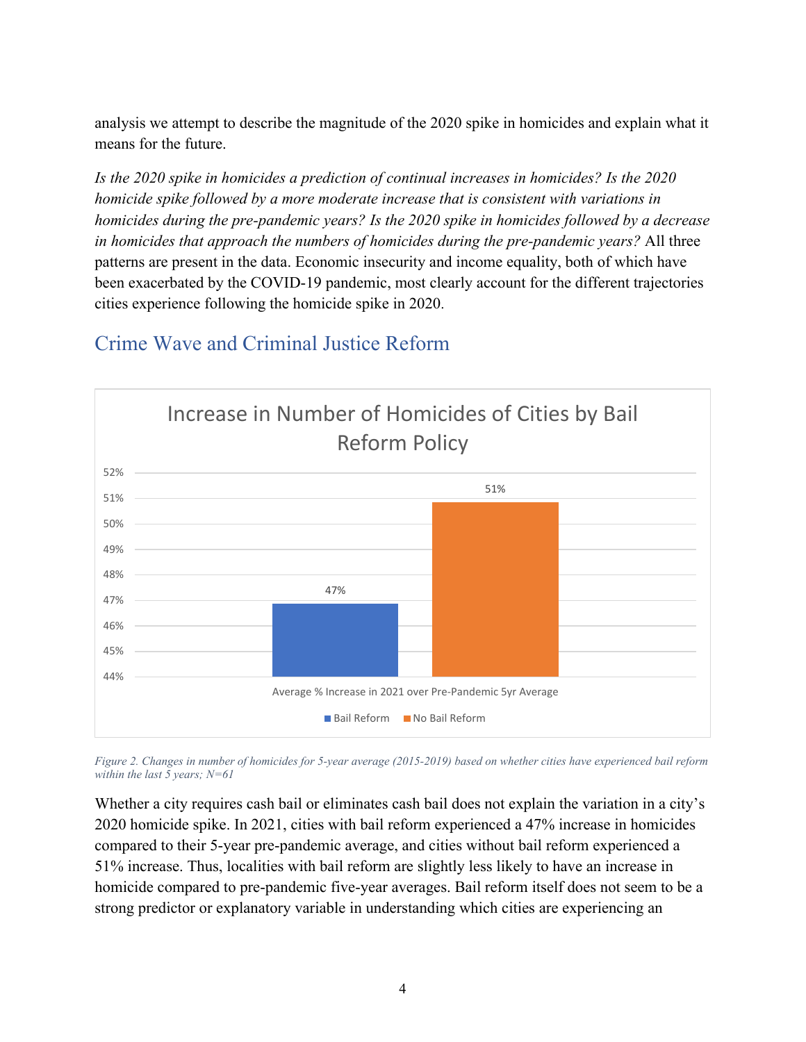analysis we attempt to describe the magnitude of the 2020 spike in homicides and explain what it means for the future.

*Is the 2020 spike in homicides a prediction of continual increases in homicides? Is the 2020 homicide spike followed by a more moderate increase that is consistent with variations in homicides during the pre-pandemic years? Is the 2020 spike in homicides followed by a decrease in homicides that approach the numbers of homicides during the pre-pandemic years?* All three patterns are present in the data. Economic insecurity and income equality, both of which have been exacerbated by the COVID-19 pandemic, most clearly account for the different trajectories cities experience following the homicide spike in 2020.

## Crime Wave and Criminal Justice Reform

*Figure 2. Changes in number of homicides for 5-year average (2015-2019) based on whether cities have experienced bail reform within the last 5 years; N=61*

Whether a city requires cash bail or eliminates cash bail does not explain the variation in a city's 2020 homicide spike. In 2021, cities with bail reform experienced a 47% increase in homicides compared to their 5-year pre-pandemic average, and cities without bail reform experienced a 51% increase. Thus, localities with bail reform are slightly less likely to have an increase in homicide compared to pre-pandemic five-year averages. Bail reform itself does not seem to be a strong predictor or explanatory variable in understanding which cities are experiencing an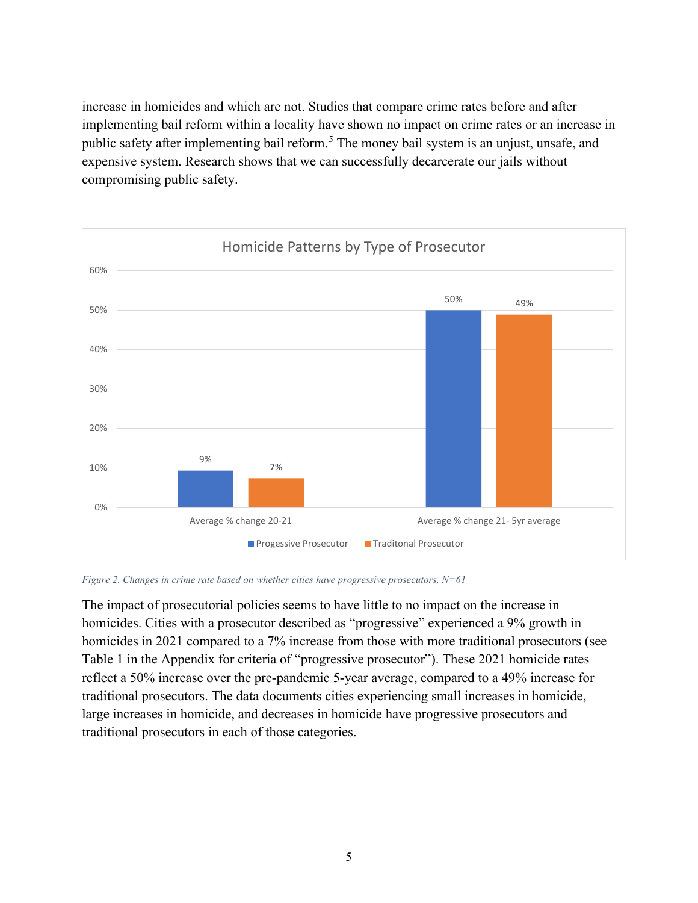increase in homicides and which are not. Studies that compare crime rates before and after implementing bail reform within a locality have shown no impact on crime rates or an increase in public safety after implementing bail reform.[5] The money bail system is an unjust, unsafe, and expensive system. Research shows that we can successfully decarcerate our jails without compromising public safety.

| Homicide Patterns by Type of Prosecutor | Progessive Prosecutor | Traditonal Prosecutor |
|---|---|---|
| Average % change 20-21 | 9% | 7% |
| Average % change 21- 5yr average | 50% | 49% |

*Figure 2. Changes in crime rate based on whether cities have progressive prosecutors, N=61*

The impact of prosecutorial policies seems to have little to no impact on the increase in homicides. Cities with a prosecutor described as "progressive" experienced a 9% growth in homicides in 2021 compared to a 7% increase from those with more traditional prosecutors (see Table 1 in the Appendix for criteria of "progressive prosecutor"). These 2021 homicide rates reflect a 50% increase over the pre-pandemic 5-year average, compared to a 49% increase for traditional prosecutors. The data documents cities experiencing small increases in homicide, large increases in homicide, and decreases in homicide have progressive prosecutors and traditional prosecutors in each of those categories.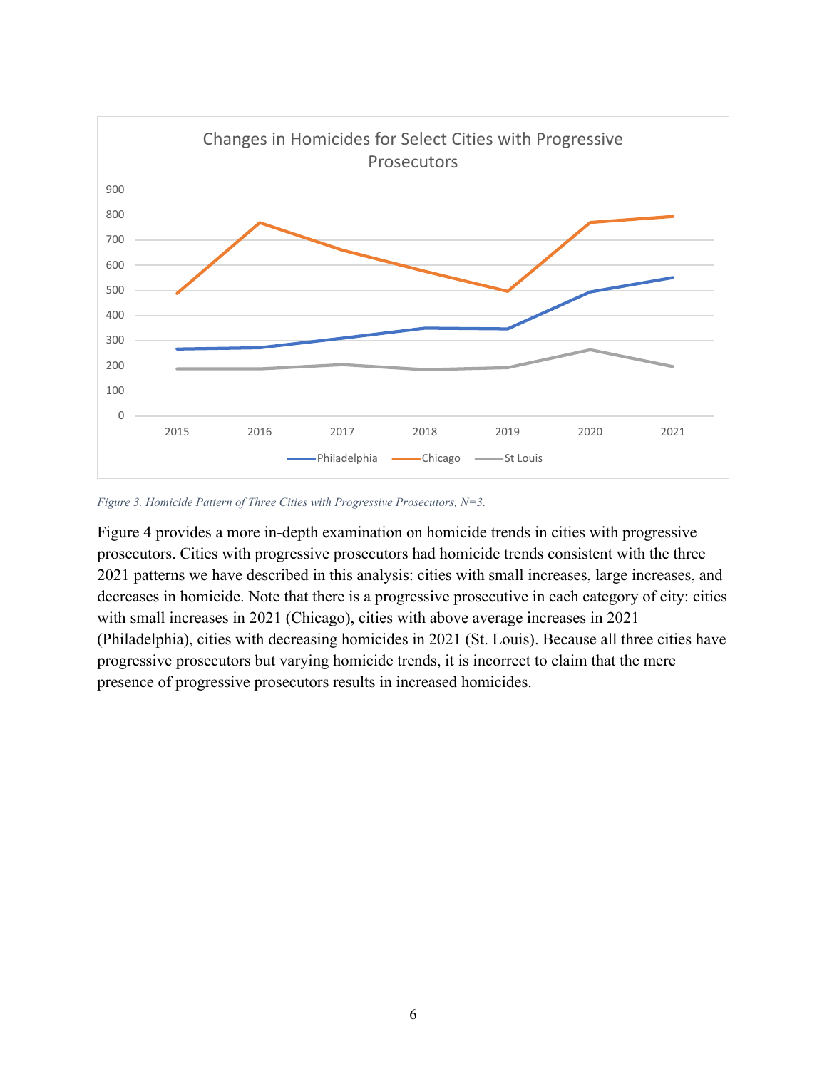*Figure 3. Homicide Pattern of Three Cities with Progressive Prosecutors, N=3.*

Figure 4 provides a more in-depth examination on homicide trends in cities with progressive prosecutors. Cities with progressive prosecutors had homicide trends consistent with the three 2021 patterns we have described in this analysis: cities with small increases, large increases, and decreases in homicide. Note that there is a progressive prosecutive in each category of city: cities with small increases in 2021 (Chicago), cities with above average increases in 2021 (Philadelphia), cities with decreasing homicides in 2021 (St. Louis). Because all three cities have progressive prosecutors but varying homicide trends, it is incorrect to claim that the mere presence of progressive prosecutors results in increased homicides.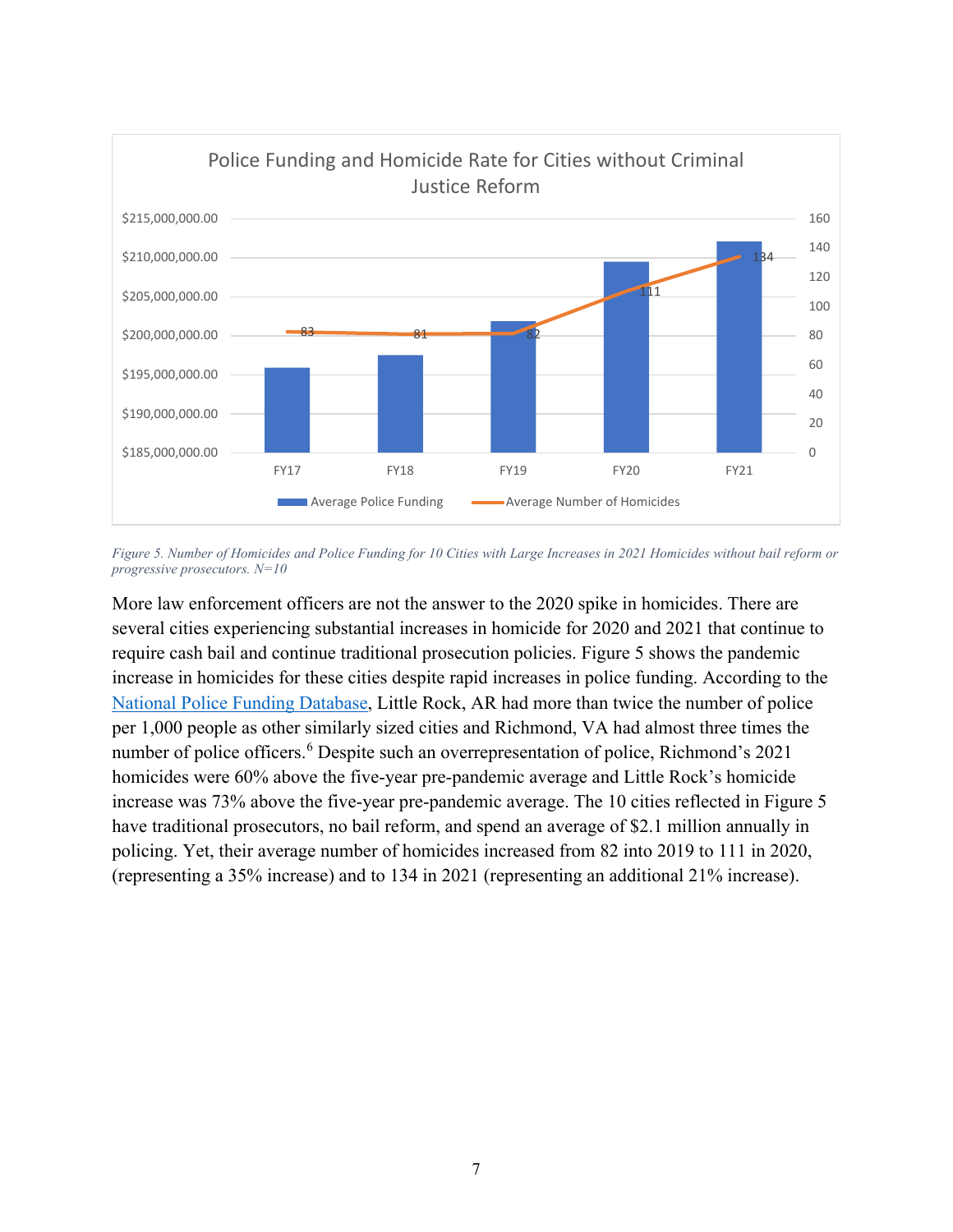Police Funding and Homicide Rate for Cities without Criminal Justice Reform

| | FY17 | FY18 | FY19 | FY20 | FY21 |
|---|---|---|---|---|---|
| Average Number of Homicides | 83 | 81 | 82 | 111 | 134 |

*Figure 5. Number of Homicides and Police Funding for 10 Cities with Large Increases in 2021 Homicides without bail reform or progressive prosecutors. N=10*

More law enforcement officers are not the answer to the 2020 spike in homicides. There are several cities experiencing substantial increases in homicide for 2020 and 2021 that continue to require cash bail and continue traditional prosecution policies. Figure 5 shows the pandemic increase in homicides for these cities despite rapid increases in police funding. According to the [National Police Funding Database](), Little Rock, AR had more than twice the number of police per 1,000 people as other similarly sized cities and Richmond, VA had almost three times the number of police officers.[6] Despite such an overrepresentation of police, Richmond's 2021 homicides were 60% above the five-year pre-pandemic average and Little Rock's homicide increase was 73% above the five-year pre-pandemic average. The 10 cities reflected in Figure 5 have traditional prosecutors, no bail reform, and spend an average of $2.1 million annually in policing. Yet, their average number of homicides increased from 82 into 2019 to 111 in 2020, (representing a 35% increase) and to 134 in 2021 (representing an additional 21% increase).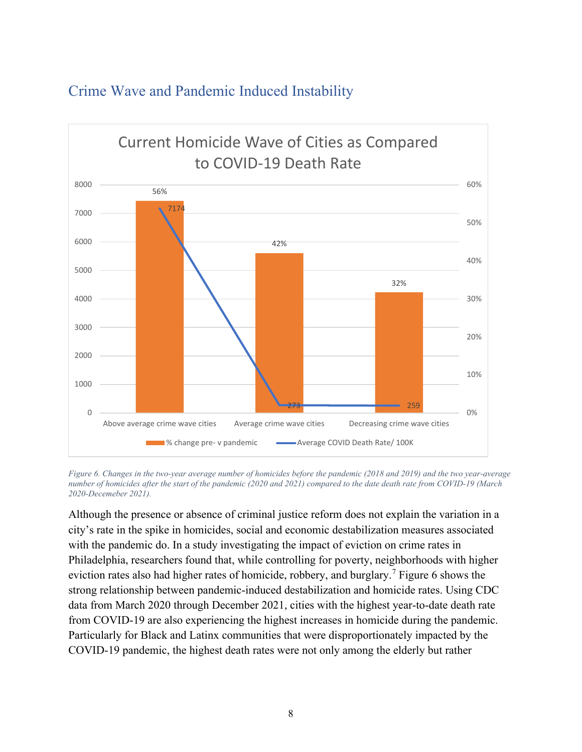## Crime Wave and Pandemic Induced Instability

| | Above average crime wave cities | Average crime wave cities | Decreasing crime wave cities |
|---|---|---|---|
| % change pre- v pandemic | 56% | 42% | 32% |
| Average COVID Death Rate/ 100K | 7174 | 273 | 259 |

*Figure 6. Changes in the two-year average number of homicides before the pandemic (2018 and 2019) and the two year-average number of homicides after the start of the pandemic (2020 and 2021) compared to the date death rate from COVID-19 (March 2020-Decemeber 2021).*

Although the presence or absence of criminal justice reform does not explain the variation in a city's rate in the spike in homicides, social and economic destabilization measures associated with the pandemic do. In a study investigating the impact of eviction on crime rates in Philadelphia, researchers found that, while controlling for poverty, neighborhoods with higher eviction rates also had higher rates of homicide, robbery, and burglary.[7] Figure 6 shows the strong relationship between pandemic-induced destabilization and homicide rates. Using CDC data from March 2020 through December 2021, cities with the highest year-to-date death rate from COVID-19 are also experiencing the highest increases in homicide during the pandemic. Particularly for Black and Latinx communities that were disproportionately impacted by the COVID-19 pandemic, the highest death rates were not only among the elderly but rather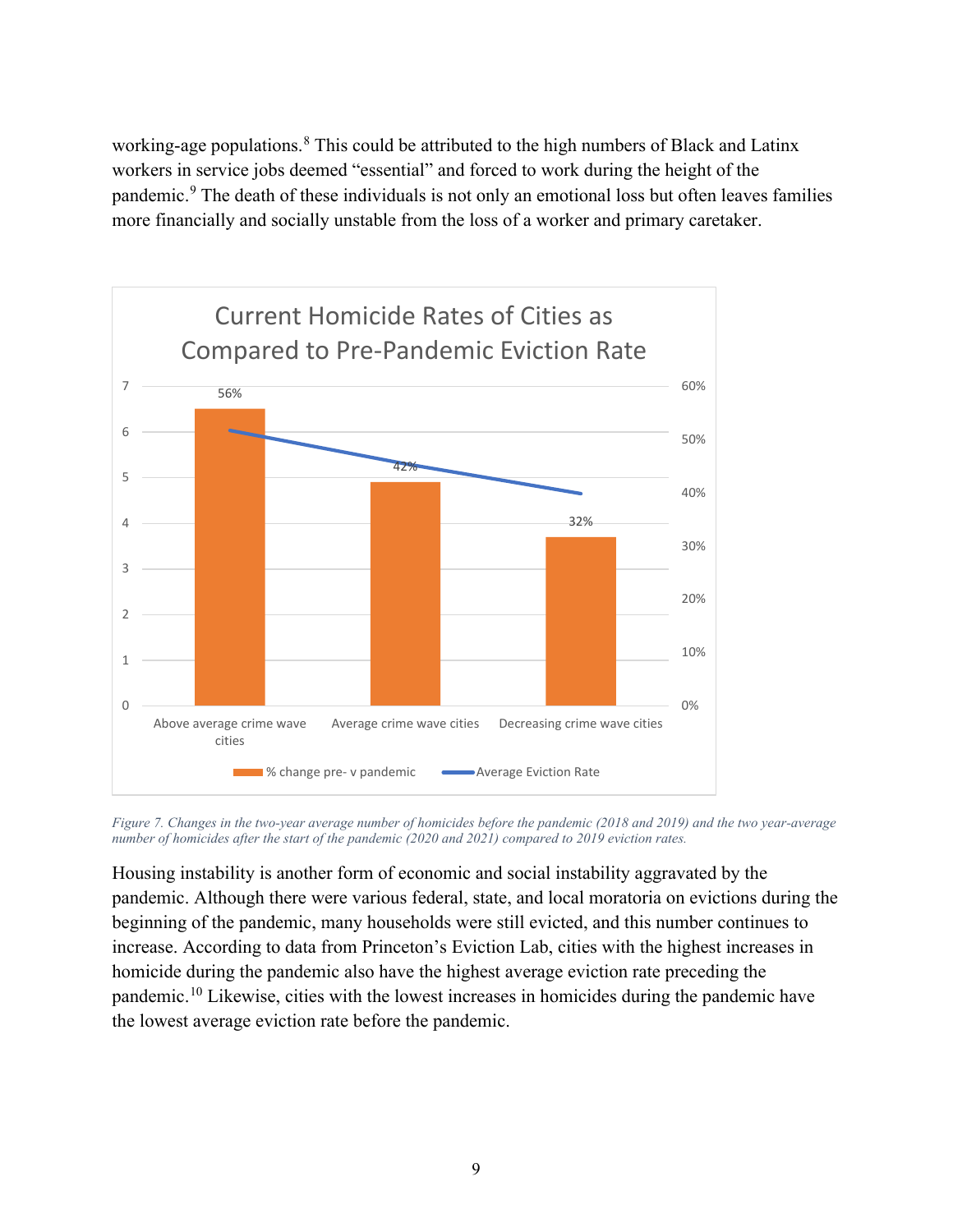working-age populations.[8] This could be attributed to the high numbers of Black and Latinx workers in service jobs deemed "essential" and forced to work during the height of the pandemic.[9] The death of these individuals is not only an emotional loss but often leaves families more financially and socially unstable from the loss of a worker and primary caretaker.

*Figure 7. Changes in the two-year average number of homicides before the pandemic (2018 and 2019) and the two year-average number of homicides after the start of the pandemic (2020 and 2021) compared to 2019 eviction rates.*

Housing instability is another form of economic and social instability aggravated by the pandemic. Although there were various federal, state, and local moratoria on evictions during the beginning of the pandemic, many households were still evicted, and this number continues to increase. According to data from Princeton's Eviction Lab, cities with the highest increases in homicide during the pandemic also have the highest average eviction rate preceding the pandemic.[10] Likewise, cities with the lowest increases in homicides during the pandemic have the lowest average eviction rate before the pandemic.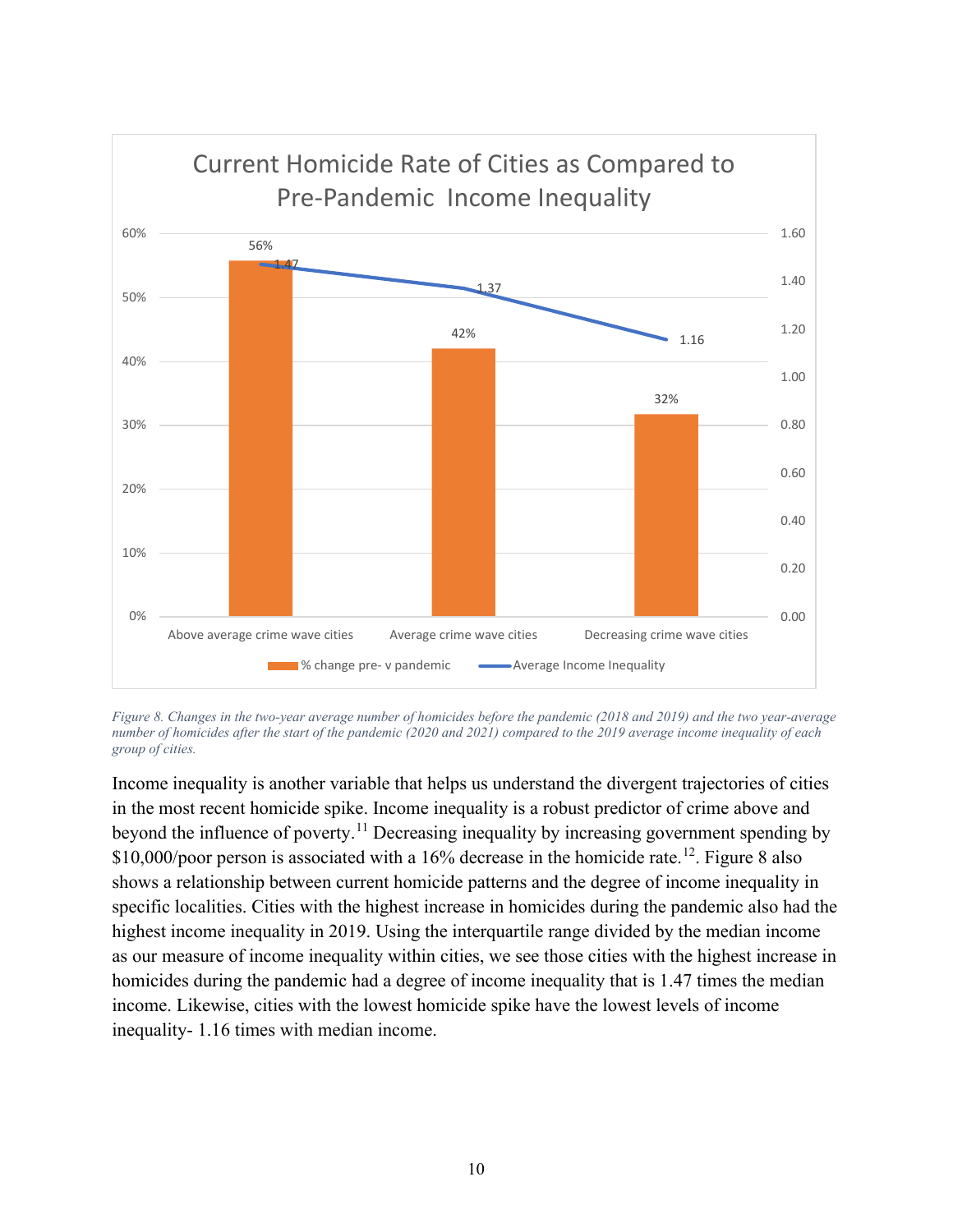*Figure 8. Changes in the two-year average number of homicides before the pandemic (2018 and 2019) and the two year-average number of homicides after the start of the pandemic (2020 and 2021) compared to the 2019 average income inequality of each group of cities.*

Income inequality is another variable that helps us understand the divergent trajectories of cities in the most recent homicide spike. Income inequality is a robust predictor of crime above and beyond the influence of poverty.[11] Decreasing inequality by increasing government spending by $10,000/poor person is associated with a 16% decrease in the homicide rate.[12]. Figure 8 also shows a relationship between current homicide patterns and the degree of income inequality in specific localities. Cities with the highest increase in homicides during the pandemic also had the highest income inequality in 2019. Using the interquartile range divided by the median income as our measure of income inequality within cities, we see those cities with the highest increase in homicides during the pandemic had a degree of income inequality that is 1.47 times the median income. Likewise, cities with the lowest homicide spike have the lowest levels of income inequality- 1.16 times with median income.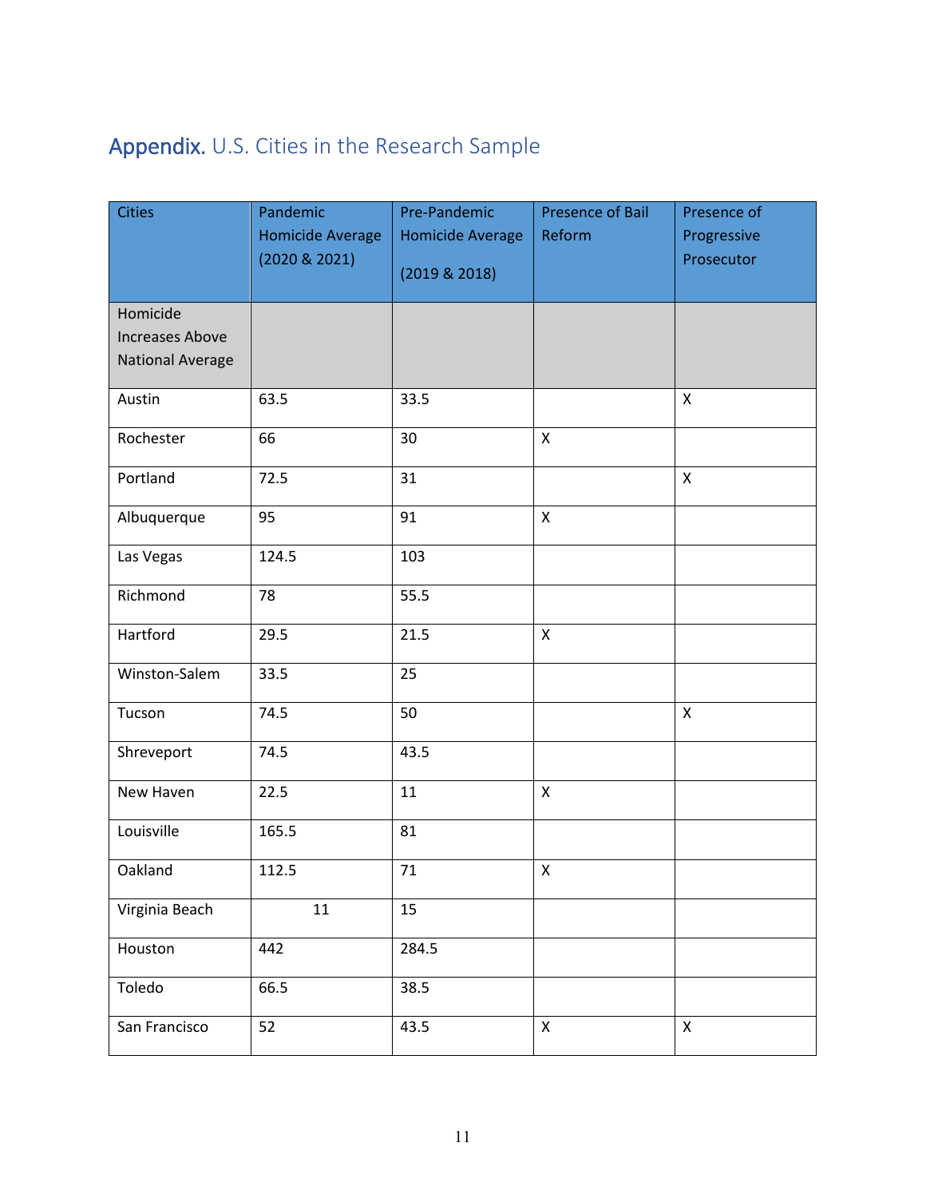## Appendix. U.S. Cities in the Research Sample

| Cities | Pandemic Homicide Average (2020 & 2021) | Pre-Pandemic Homicide Average (2019 & 2018) | Presence of Bail Reform | Presence of Progressive Prosecutor |
|---|---|---|---|---|
| Homicide Increases Above National Average | | | | |
| Austin | 63.5 | 33.5 | | X |
| Rochester | 66 | 30 | X | |
| Portland | 72.5 | 31 | | X |
| Albuquerque | 95 | 91 | X | |
| Las Vegas | 124.5 | 103 | | |
| Richmond | 78 | 55.5 | | |
| Hartford | 29.5 | 21.5 | X | |
| Winston-Salem | 33.5 | 25 | | |
| Tucson | 74.5 | 50 | | X |
| Shreveport | 74.5 | 43.5 | | |
| New Haven | 22.5 | 11 | X | |
| Louisville | 165.5 | 81 | | |
| Oakland | 112.5 | 71 | X | |
| Virginia Beach | 11 | 15 | | |
| Houston | 442 | 284.5 | | |
| Toledo | 66.5 | 38.5 | | |
| San Francisco | 52 | 43.5 | X | X |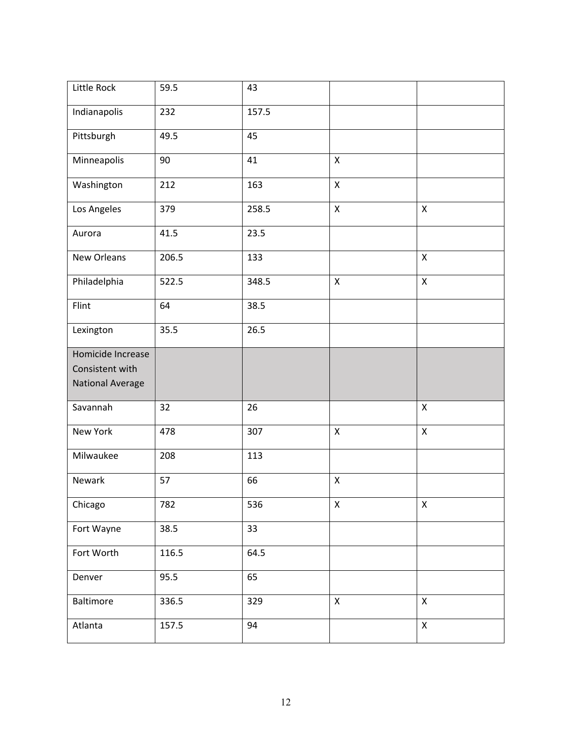| | | | | |
|---|---|---|---|---|
| Little Rock | 59.5 | 43 | | |
| Indianapolis | 232 | 157.5 | | |
| Pittsburgh | 49.5 | 45 | | |
| Minneapolis | 90 | 41 | X | |
| Washington | 212 | 163 | X | |
| Los Angeles | 379 | 258.5 | X | X |
| Aurora | 41.5 | 23.5 | | |
| New Orleans | 206.5 | 133 | | X |
| Philadelphia | 522.5 | 348.5 | X | X |
| Flint | 64 | 38.5 | | |
| Lexington | 35.5 | 26.5 | | |
| Homicide Increase Consistent with National Average | | | | |
| Savannah | 32 | 26 | | X |
| New York | 478 | 307 | X | X |
| Milwaukee | 208 | 113 | | |
| Newark | 57 | 66 | X | |
| Chicago | 782 | 536 | X | X |
| Fort Wayne | 38.5 | 33 | | |
| Fort Worth | 116.5 | 64.5 | | |
| Denver | 95.5 | 65 | | |
| Baltimore | 336.5 | 329 | X | X |
| Atlanta | 157.5 | 94 | | X |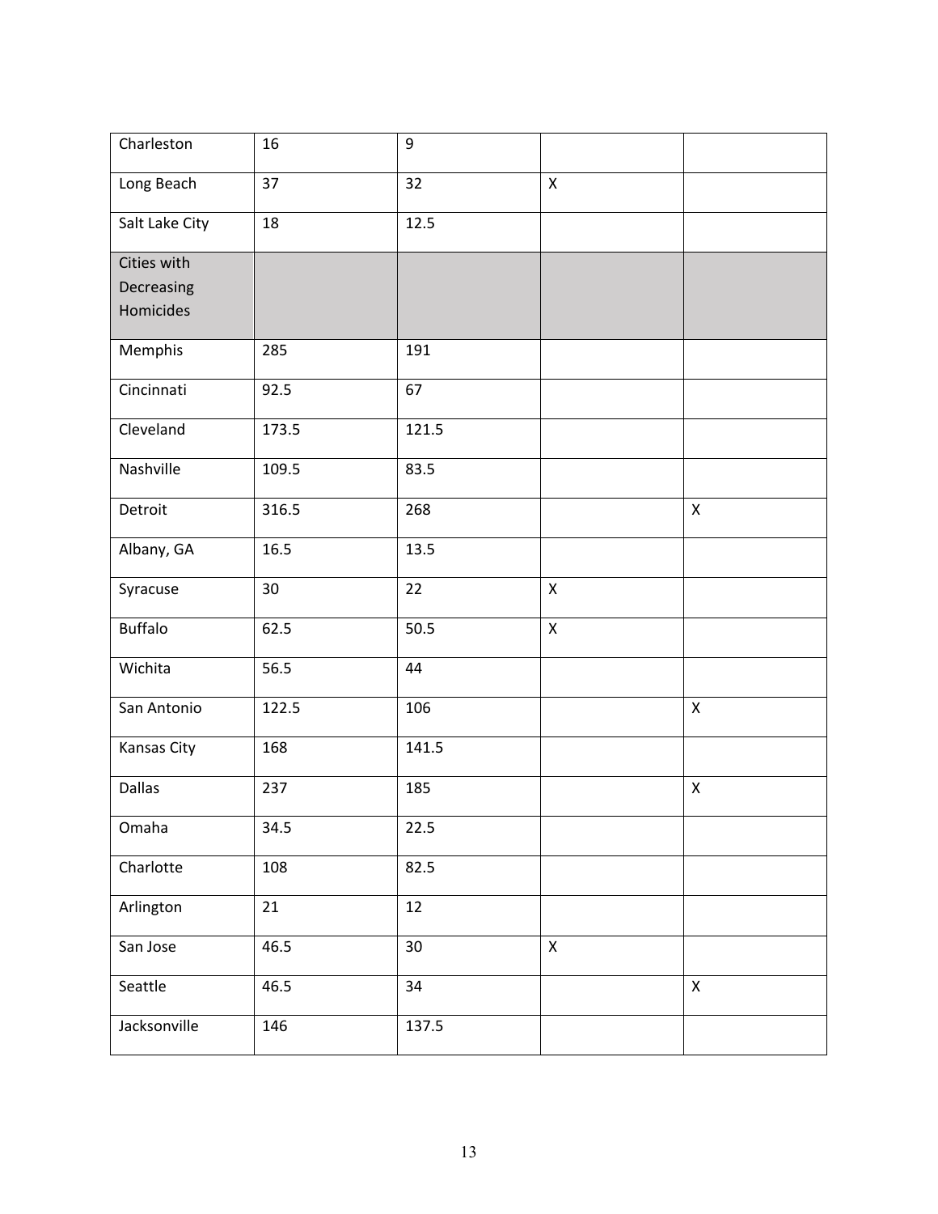| | | | | |
|---|---|---|---|---|
| Charleston | 16 | 9 | | |
| Long Beach | 37 | 32 | X | |
| Salt Lake City | 18 | 12.5 | | |
| Cities with Decreasing Homicides | | | | |
| Memphis | 285 | 191 | | |
| Cincinnati | 92.5 | 67 | | |
| Cleveland | 173.5 | 121.5 | | |
| Nashville | 109.5 | 83.5 | | |
| Detroit | 316.5 | 268 | | X |
| Albany, GA | 16.5 | 13.5 | | |
| Syracuse | 30 | 22 | X | |
| Buffalo | 62.5 | 50.5 | X | |
| Wichita | 56.5 | 44 | | |
| San Antonio | 122.5 | 106 | | X |
| Kansas City | 168 | 141.5 | | |
| Dallas | 237 | 185 | | X |
| Omaha | 34.5 | 22.5 | | |
| Charlotte | 108 | 82.5 | | |
| Arlington | 21 | 12 | | |
| San Jose | 46.5 | 30 | X | |
| Seattle | 46.5 | 34 | | X |
| Jacksonville | 146 | 137.5 | | |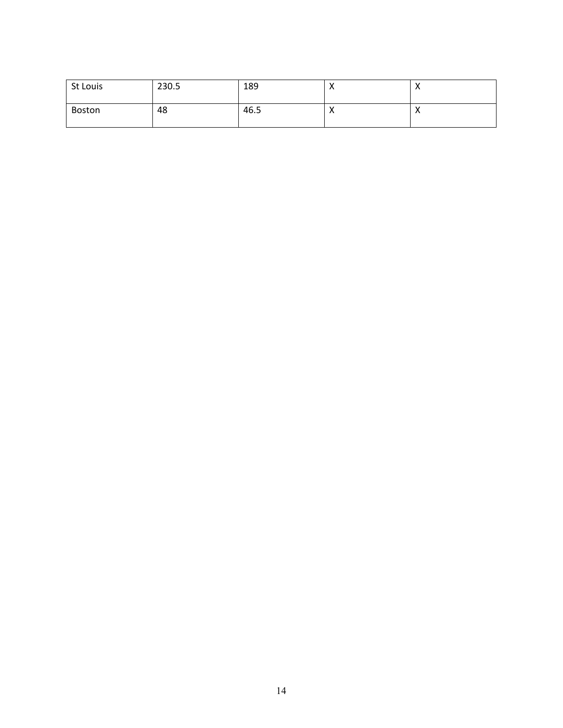| | | | | |
|---|---|---|---|---|
| St Louis | 230.5 | 189 | X | X |
| Boston | 48 | 46.5 | X | X |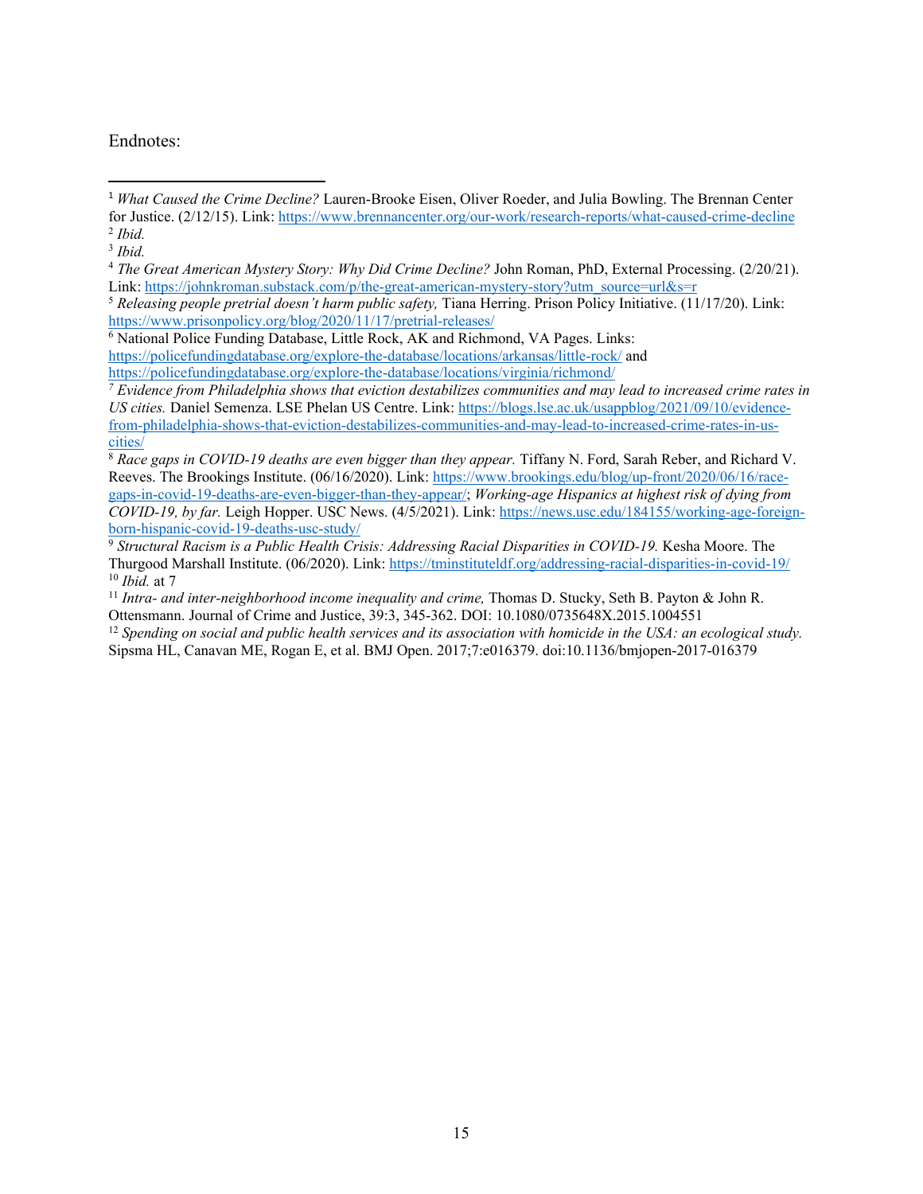Endnotes:

[1] *What Caused the Crime Decline?* Lauren-Brooke Eisen, Oliver Roeder, and Julia Bowling. The Brennan Center for Justice. (2/12/15). Link: https://www.brennancenter.org/our-work/research-reports/what-caused-crime-decline

[2] *Ibid.*

[3] *Ibid.*

[4] *The Great American Mystery Story: Why Did Crime Decline?* John Roman, PhD, External Processing. (2/20/21). Link: https://johnkroman.substack.com/p/the-great-american-mystery-story?utm_source=url&s=r

[5] *Releasing people pretrial doesn't harm public safety,* Tiana Herring. Prison Policy Initiative. (11/17/20). Link: https://www.prisonpolicy.org/blog/2020/11/17/pretrial-releases/

[6] National Police Funding Database, Little Rock, AK and Richmond, VA Pages. Links: https://policefundingdatabase.org/explore-the-database/locations/arkansas/little-rock/ and https://policefundingdatabase.org/explore-the-database/locations/virginia/richmond/

[7] *Evidence from Philadelphia shows that eviction destabilizes communities and may lead to increased crime rates in US cities.* Daniel Semenza. LSE Phelan US Centre. Link: https://blogs.lse.ac.uk/usappblog/2021/09/10/evidence-from-philadelphia-shows-that-eviction-destabilizes-communities-and-may-lead-to-increased-crime-rates-in-us-cities/

[8] *Race gaps in COVID-19 deaths are even bigger than they appear.* Tiffany N. Ford, Sarah Reber, and Richard V. Reeves. The Brookings Institute. (06/16/2020). Link: https://www.brookings.edu/blog/up-front/2020/06/16/race-gaps-in-covid-19-deaths-are-even-bigger-than-they-appear/; *Working-age Hispanics at highest risk of dying from COVID-19, by far.* Leigh Hopper. USC News. (4/5/2021). Link: https://news.usc.edu/184155/working-age-foreign-born-hispanic-covid-19-deaths-usc-study/

[9] *Structural Racism is a Public Health Crisis: Addressing Racial Disparities in COVID-19.* Kesha Moore. The Thurgood Marshall Institute. (06/2020). Link: https://tminstituteldf.org/addressing-racial-disparities-in-covid-19/

[10] *Ibid.* at 7

[11] *Intra- and inter-neighborhood income inequality and crime,* Thomas D. Stucky, Seth B. Payton & John R. Ottensmann. Journal of Crime and Justice, 39:3, 345-362. DOI: 10.1080/0735648X.2015.1004551

[12] *Spending on social and public health services and its association with homicide in the USA: an ecological study.* Sipsma HL, Canavan ME, Rogan E, et al. BMJ Open. 2017;7:e016379. doi:10.1136/bmjopen-2017-016379